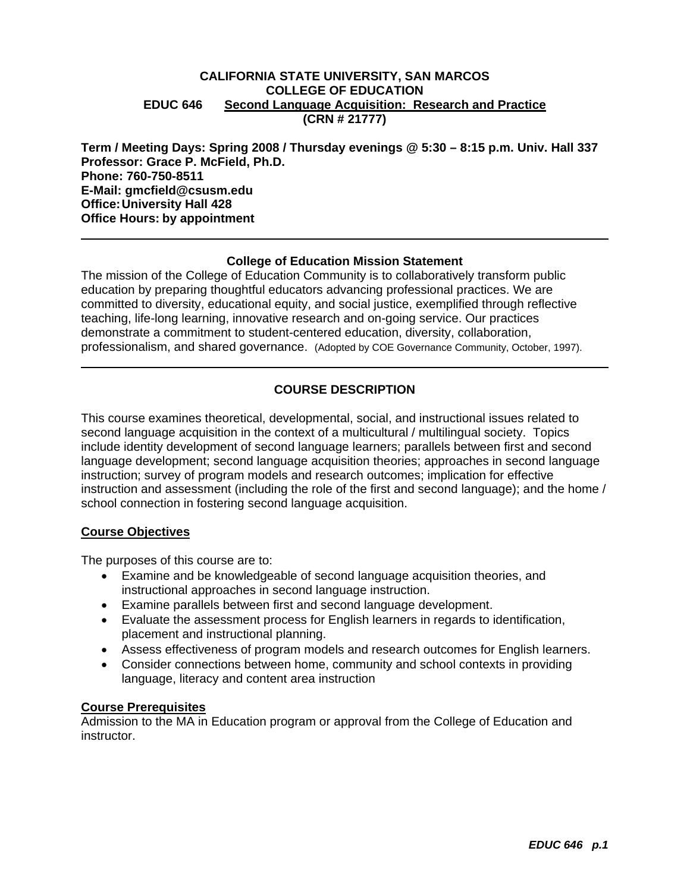**CALIFORNIA STATE UNIVERSITY, SAN MARCOS**
**COLLEGE OF EDUCATION**
**EDUC 646 Second Language Acquisition: Research and Practice**
**(CRN # 21777)**

**Term / Meeting Days: Spring 2008 / Thursday evenings @ 5:30 – 8:15 p.m. Univ. Hall 337**
**Professor: Grace P. McField, Ph.D.**
**Phone: 760-750-8511**
**E-Mail: gmcfield@csusm.edu**
**Office: University Hall 428**
**Office Hours: by appointment**

---

**College of Education Mission Statement**

The mission of the College of Education Community is to collaboratively transform public education by preparing thoughtful educators advancing professional practices. We are committed to diversity, educational equity, and social justice, exemplified through reflective teaching, life-long learning, innovative research and on-going service. Our practices demonstrate a commitment to student-centered education, diversity, collaboration, professionalism, and shared governance. (Adopted by COE Governance Community, October, 1997).

---

## COURSE DESCRIPTION

This course examines theoretical, developmental, social, and instructional issues related to second language acquisition in the context of a multicultural / multilingual society. Topics include identity development of second language learners; parallels between first and second language development; second language acquisition theories; approaches in second language instruction; survey of program models and research outcomes; implication for effective instruction and assessment (including the role of the first and second language); and the home / school connection in fostering second language acquisition.

### Course Objectives

The purposes of this course are to:

- Examine and be knowledgeable of second language acquisition theories, and instructional approaches in second language instruction.
- Examine parallels between first and second language development.
- Evaluate the assessment process for English learners in regards to identification, placement and instructional planning.
- Assess effectiveness of program models and research outcomes for English learners.
- Consider connections between home, community and school contexts in providing language, literacy and content area instruction

### Course Prerequisites

Admission to the MA in Education program or approval from the College of Education and instructor.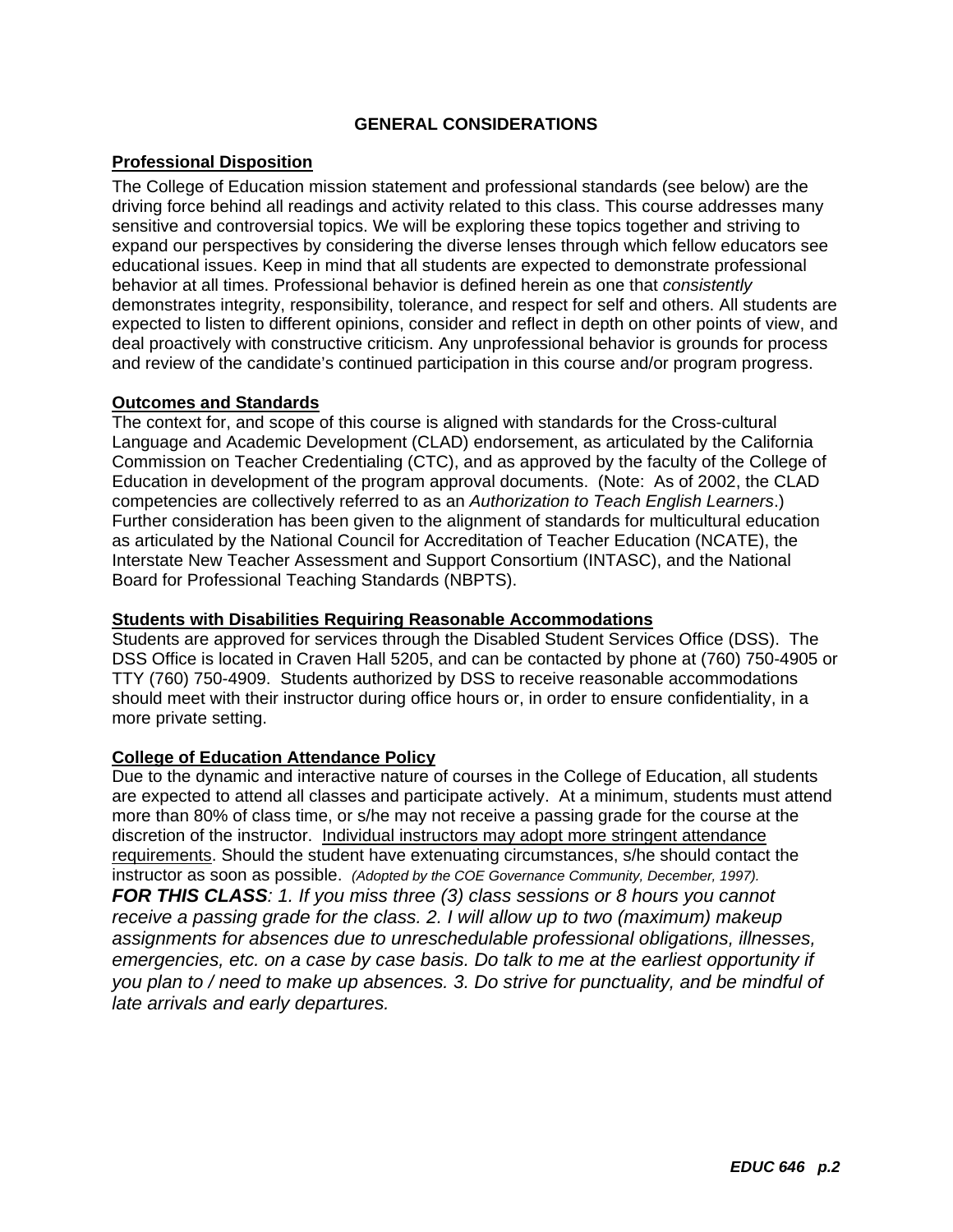## GENERAL CONSIDERATIONS

### Professional Disposition

The College of Education mission statement and professional standards (see below) are the driving force behind all readings and activity related to this class. This course addresses many sensitive and controversial topics. We will be exploring these topics together and striving to expand our perspectives by considering the diverse lenses through which fellow educators see educational issues. Keep in mind that all students are expected to demonstrate professional behavior at all times. Professional behavior is defined herein as one that *consistently* demonstrates integrity, responsibility, tolerance, and respect for self and others. All students are expected to listen to different opinions, consider and reflect in depth on other points of view, and deal proactively with constructive criticism. Any unprofessional behavior is grounds for process and review of the candidate's continued participation in this course and/or program progress.

### Outcomes and Standards

The context for, and scope of this course is aligned with standards for the Cross-cultural Language and Academic Development (CLAD) endorsement, as articulated by the California Commission on Teacher Credentialing (CTC), and as approved by the faculty of the College of Education in development of the program approval documents. (Note: As of 2002, the CLAD competencies are collectively referred to as an *Authorization to Teach English Learners*.) Further consideration has been given to the alignment of standards for multicultural education as articulated by the National Council for Accreditation of Teacher Education (NCATE), the Interstate New Teacher Assessment and Support Consortium (INTASC), and the National Board for Professional Teaching Standards (NBPTS).

### Students with Disabilities Requiring Reasonable Accommodations

Students are approved for services through the Disabled Student Services Office (DSS). The DSS Office is located in Craven Hall 5205, and can be contacted by phone at (760) 750-4905 or TTY (760) 750-4909. Students authorized by DSS to receive reasonable accommodations should meet with their instructor during office hours or, in order to ensure confidentiality, in a more private setting.

### College of Education Attendance Policy

Due to the dynamic and interactive nature of courses in the College of Education, all students are expected to attend all classes and participate actively. At a minimum, students must attend more than 80% of class time, or s/he may not receive a passing grade for the course at the discretion of the instructor. Individual instructors may adopt more stringent attendance requirements. Should the student have extenuating circumstances, s/he should contact the instructor as soon as possible. *(Adopted by the COE Governance Community, December, 1997).*

***FOR THIS CLASS****: 1. If you miss three (3) class sessions or 8 hours you cannot receive a passing grade for the class. 2. I will allow up to two (maximum) makeup assignments for absences due to unreschedulable professional obligations, illnesses, emergencies, etc. on a case by case basis. Do talk to me at the earliest opportunity if you plan to / need to make up absences. 3. Do strive for punctuality, and be mindful of late arrivals and early departures.*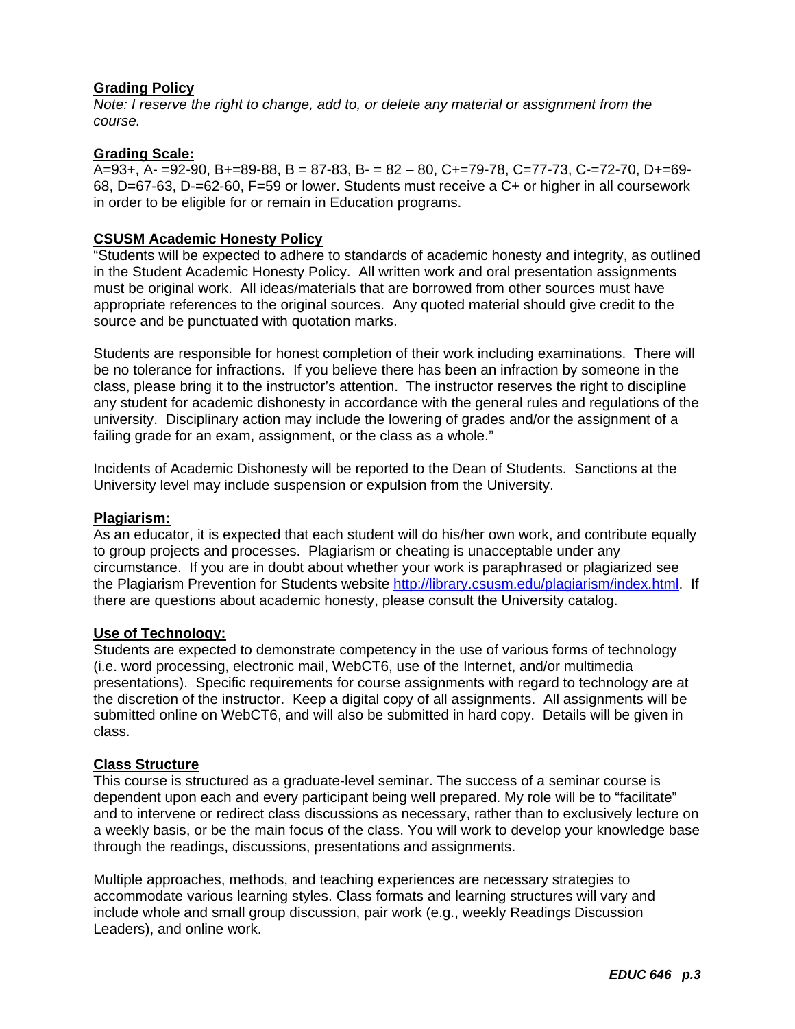**Grading Policy**

*Note: I reserve the right to change, add to, or delete any material or assignment from the course.*

**Grading Scale:**

A=93+, A- =92-90, B+=89-88, B = 87-83, B- = 82 – 80, C+=79-78, C=77-73, C-=72-70, D+=69-68, D=67-63, D-=62-60, F=59 or lower. Students must receive a C+ or higher in all coursework in order to be eligible for or remain in Education programs.

**CSUSM Academic Honesty Policy**

"Students will be expected to adhere to standards of academic honesty and integrity, as outlined in the Student Academic Honesty Policy. All written work and oral presentation assignments must be original work. All ideas/materials that are borrowed from other sources must have appropriate references to the original sources. Any quoted material should give credit to the source and be punctuated with quotation marks.

Students are responsible for honest completion of their work including examinations. There will be no tolerance for infractions. If you believe there has been an infraction by someone in the class, please bring it to the instructor's attention. The instructor reserves the right to discipline any student for academic dishonesty in accordance with the general rules and regulations of the university. Disciplinary action may include the lowering of grades and/or the assignment of a failing grade for an exam, assignment, or the class as a whole."

Incidents of Academic Dishonesty will be reported to the Dean of Students. Sanctions at the University level may include suspension or expulsion from the University.

**Plagiarism:**

As an educator, it is expected that each student will do his/her own work, and contribute equally to group projects and processes. Plagiarism or cheating is unacceptable under any circumstance. If you are in doubt about whether your work is paraphrased or plagiarized see the Plagiarism Prevention for Students website http://library.csusm.edu/plagiarism/index.html. If there are questions about academic honesty, please consult the University catalog.

**Use of Technology:**

Students are expected to demonstrate competency in the use of various forms of technology (i.e. word processing, electronic mail, WebCT6, use of the Internet, and/or multimedia presentations). Specific requirements for course assignments with regard to technology are at the discretion of the instructor. Keep a digital copy of all assignments. All assignments will be submitted online on WebCT6, and will also be submitted in hard copy. Details will be given in class.

**Class Structure**

This course is structured as a graduate-level seminar. The success of a seminar course is dependent upon each and every participant being well prepared. My role will be to "facilitate" and to intervene or redirect class discussions as necessary, rather than to exclusively lecture on a weekly basis, or be the main focus of the class. You will work to develop your knowledge base through the readings, discussions, presentations and assignments.

Multiple approaches, methods, and teaching experiences are necessary strategies to accommodate various learning styles. Class formats and learning structures will vary and include whole and small group discussion, pair work (e.g., weekly Readings Discussion Leaders), and online work.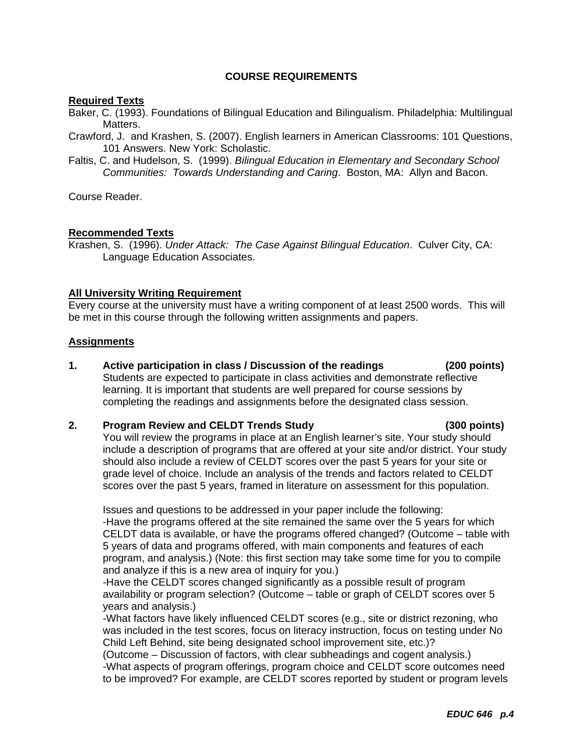## COURSE REQUIREMENTS

**Required Texts**

Baker, C. (1993). Foundations of Bilingual Education and Bilingualism. Philadelphia: Multilingual Matters.

Crawford, J. and Krashen, S. (2007). English learners in American Classrooms: 101 Questions, 101 Answers. New York: Scholastic.

Faltis, C. and Hudelson, S. (1999). *Bilingual Education in Elementary and Secondary School Communities: Towards Understanding and Caring*. Boston, MA: Allyn and Bacon.

Course Reader.

**Recommended Texts**

Krashen, S. (1996). *Under Attack: The Case Against Bilingual Education*. Culver City, CA: Language Education Associates.

**All University Writing Requirement**

Every course at the university must have a writing component of at least 2500 words. This will be met in this course through the following written assignments and papers.

**Assignments**

1. **Active participation in class / Discussion of the readings (200 points)**
   Students are expected to participate in class activities and demonstrate reflective learning. It is important that students are well prepared for course sessions by completing the readings and assignments before the designated class session.

2. **Program Review and CELDT Trends Study (300 points)**
   You will review the programs in place at an English learner's site. Your study should include a description of programs that are offered at your site and/or district. Your study should also include a review of CELDT scores over the past 5 years for your site or grade level of choice. Include an analysis of the trends and factors related to CELDT scores over the past 5 years, framed in literature on assessment for this population.

   Issues and questions to be addressed in your paper include the following:
   -Have the programs offered at the site remained the same over the 5 years for which CELDT data is available, or have the programs offered changed? (Outcome – table with 5 years of data and programs offered, with main components and features of each program, and analysis.) (Note: this first section may take some time for you to compile and analyze if this is a new area of inquiry for you.)
   -Have the CELDT scores changed significantly as a possible result of program availability or program selection? (Outcome – table or graph of CELDT scores over 5 years and analysis.)
   -What factors have likely influenced CELDT scores (e.g., site or district rezoning, who was included in the test scores, focus on literacy instruction, focus on testing under No Child Left Behind, site being designated school improvement site, etc.)?
   (Outcome – Discussion of factors, with clear subheadings and cogent analysis.)
   -What aspects of program offerings, program choice and CELDT score outcomes need to be improved? For example, are CELDT scores reported by student or program levels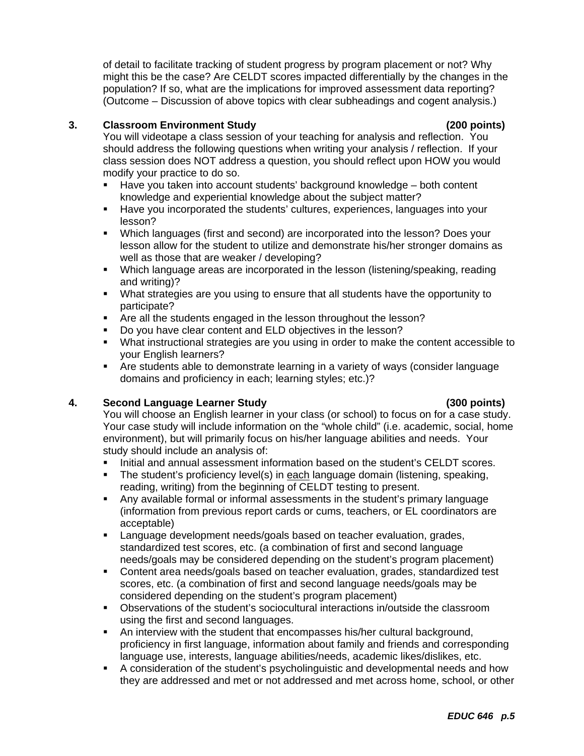of detail to facilitate tracking of student progress by program placement or not? Why might this be the case? Are CELDT scores impacted differentially by the changes in the population? If so, what are the implications for improved assessment data reporting? (Outcome – Discussion of above topics with clear subheadings and cogent analysis.)

**3. Classroom Environment Study (200 points)**

You will videotape a class session of your teaching for analysis and reflection. You should address the following questions when writing your analysis / reflection. If your class session does NOT address a question, you should reflect upon HOW you would modify your practice to do so.

- Have you taken into account students' background knowledge – both content knowledge and experiential knowledge about the subject matter?
- Have you incorporated the students' cultures, experiences, languages into your lesson?
- Which languages (first and second) are incorporated into the lesson? Does your lesson allow for the student to utilize and demonstrate his/her stronger domains as well as those that are weaker / developing?
- Which language areas are incorporated in the lesson (listening/speaking, reading and writing)?
- What strategies are you using to ensure that all students have the opportunity to participate?
- Are all the students engaged in the lesson throughout the lesson?
- Do you have clear content and ELD objectives in the lesson?
- What instructional strategies are you using in order to make the content accessible to your English learners?
- Are students able to demonstrate learning in a variety of ways (consider language domains and proficiency in each; learning styles; etc.)?

**4. Second Language Learner Study (300 points)**

You will choose an English learner in your class (or school) to focus on for a case study. Your case study will include information on the "whole child" (i.e. academic, social, home environment), but will primarily focus on his/her language abilities and needs. Your study should include an analysis of:

- Initial and annual assessment information based on the student's CELDT scores.
- The student's proficiency level(s) in <u>each</u> language domain (listening, speaking, reading, writing) from the beginning of CELDT testing to present.
- Any available formal or informal assessments in the student's primary language (information from previous report cards or cums, teachers, or EL coordinators are acceptable)
- Language development needs/goals based on teacher evaluation, grades, standardized test scores, etc. (a combination of first and second language needs/goals may be considered depending on the student's program placement)
- Content area needs/goals based on teacher evaluation, grades, standardized test scores, etc. (a combination of first and second language needs/goals may be considered depending on the student's program placement)
- Observations of the student's sociocultural interactions in/outside the classroom using the first and second languages.
- An interview with the student that encompasses his/her cultural background, proficiency in first language, information about family and friends and corresponding language use, interests, language abilities/needs, academic likes/dislikes, etc.
- A consideration of the student's psycholinguistic and developmental needs and how they are addressed and met or not addressed and met across home, school, or other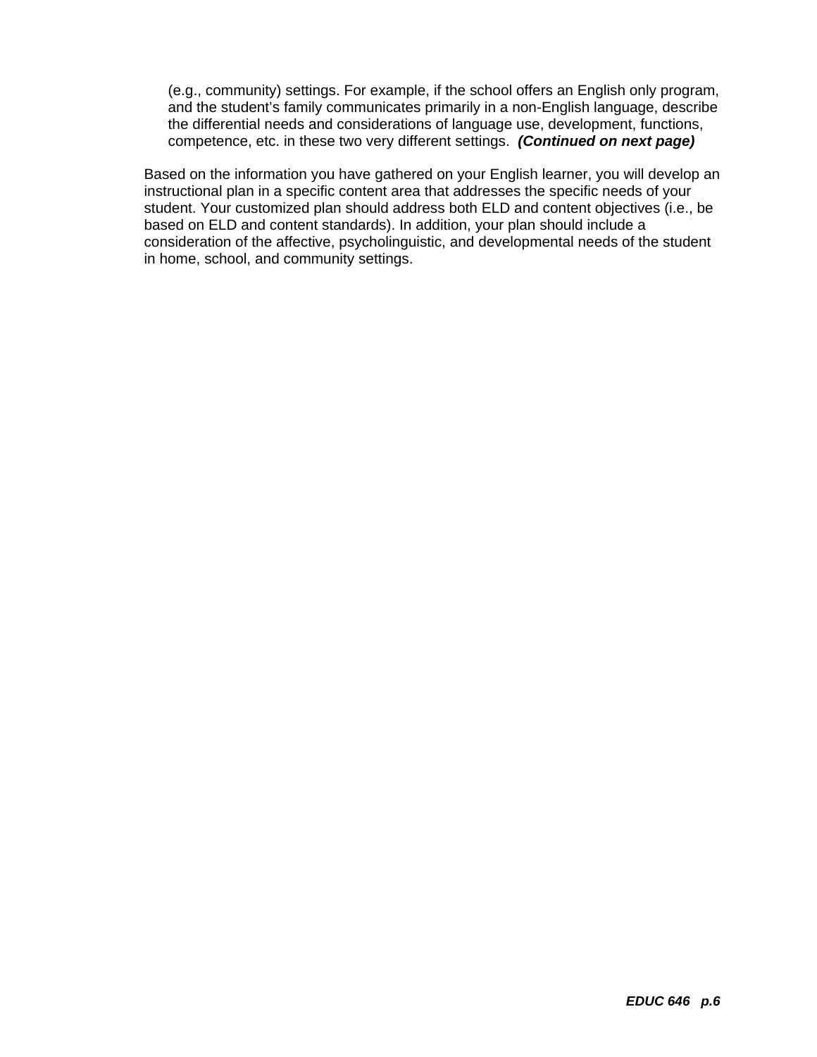(e.g., community) settings. For example, if the school offers an English only program, and the student's family communicates primarily in a non-English language, describe the differential needs and considerations of language use, development, functions, competence, etc. in these two very different settings. ***(Continued on next page)***

Based on the information you have gathered on your English learner, you will develop an instructional plan in a specific content area that addresses the specific needs of your student. Your customized plan should address both ELD and content objectives (i.e., be based on ELD and content standards). In addition, your plan should include a consideration of the affective, psycholinguistic, and developmental needs of the student in home, school, and community settings.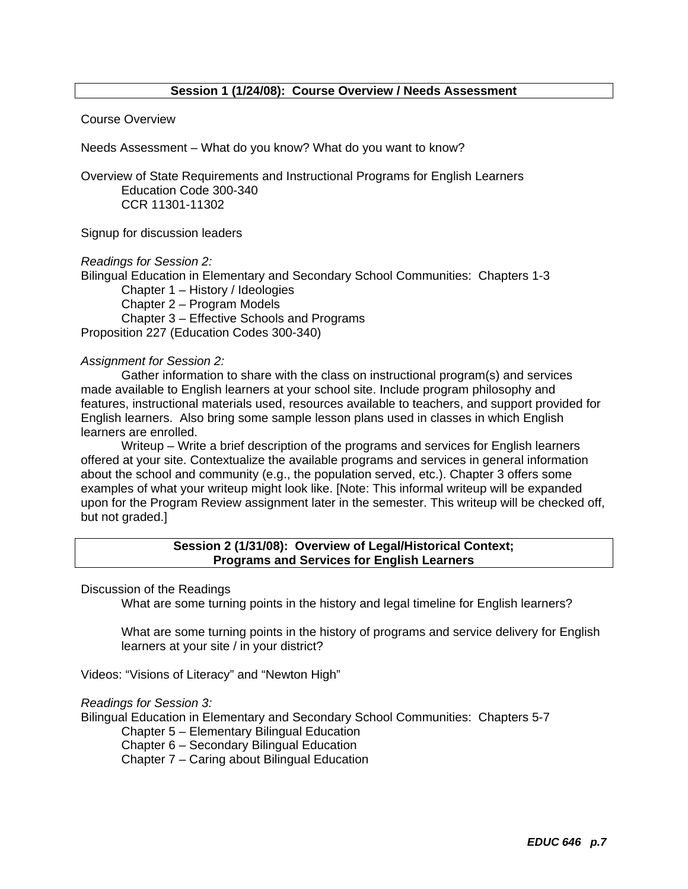### Session 1 (1/24/08): Course Overview / Needs Assessment

Course Overview

Needs Assessment – What do you know? What do you want to know?

Overview of State Requirements and Instructional Programs for English Learners
Education Code 300-340
CCR 11301-11302

Signup for discussion leaders

*Readings for Session 2:*
Bilingual Education in Elementary and Secondary School Communities: Chapters 1-3
Chapter 1 – History / Ideologies
Chapter 2 – Program Models
Chapter 3 – Effective Schools and Programs
Proposition 227 (Education Codes 300-340)

*Assignment for Session 2:*

Gather information to share with the class on instructional program(s) and services made available to English learners at your school site. Include program philosophy and features, instructional materials used, resources available to teachers, and support provided for English learners. Also bring some sample lesson plans used in classes in which English learners are enrolled.

Writeup – Write a brief description of the programs and services for English learners offered at your site. Contextualize the available programs and services in general information about the school and community (e.g., the population served, etc.). Chapter 3 offers some examples of what your writeup might look like. [Note: This informal writeup will be expanded upon for the Program Review assignment later in the semester. This writeup will be checked off, but not graded.]

### Session 2 (1/31/08): Overview of Legal/Historical Context; Programs and Services for English Learners

Discussion of the Readings

What are some turning points in the history and legal timeline for English learners?

What are some turning points in the history of programs and service delivery for English learners at your site / in your district?

Videos: "Visions of Literacy" and "Newton High"

*Readings for Session 3:*
Bilingual Education in Elementary and Secondary School Communities: Chapters 5-7
Chapter 5 – Elementary Bilingual Education
Chapter 6 – Secondary Bilingual Education
Chapter 7 – Caring about Bilingual Education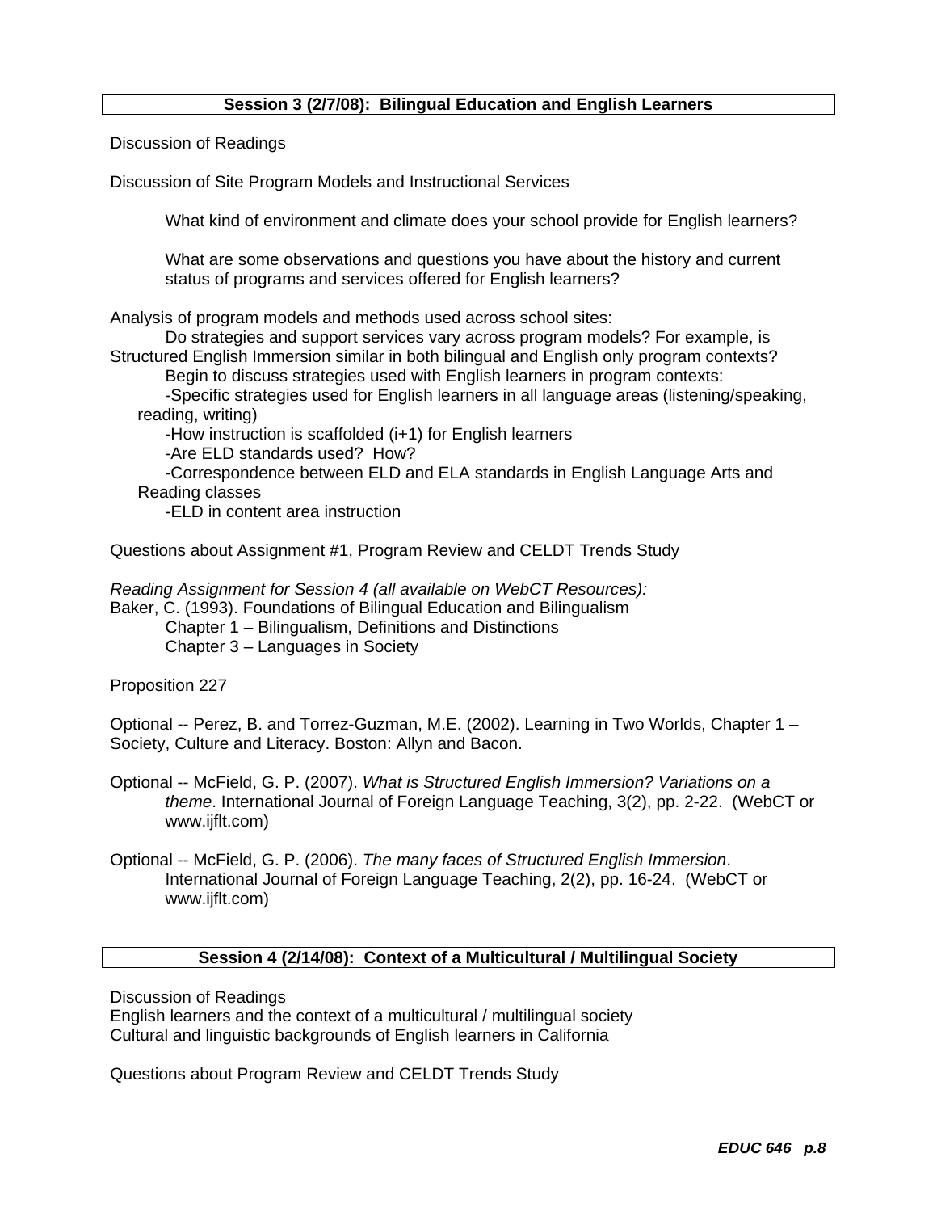## Session 3 (2/7/08): Bilingual Education and English Learners

Discussion of Readings

Discussion of Site Program Models and Instructional Services

> What kind of environment and climate does your school provide for English learners?
>
> What are some observations and questions you have about the history and current status of programs and services offered for English learners?

Analysis of program models and methods used across school sites:

Do strategies and support services vary across program models? For example, is Structured English Immersion similar in both bilingual and English only program contexts?

Begin to discuss strategies used with English learners in program contexts:

- Specific strategies used for English learners in all language areas (listening/speaking, reading, writing)
- How instruction is scaffolded (i+1) for English learners
- Are ELD standards used? How?
- Correspondence between ELD and ELA standards in English Language Arts and Reading classes
- ELD in content area instruction

Questions about Assignment #1, Program Review and CELDT Trends Study

*Reading Assignment for Session 4 (all available on WebCT Resources):*

Baker, C. (1993). Foundations of Bilingual Education and Bilingualism
- Chapter 1 – Bilingualism, Definitions and Distinctions
- Chapter 3 – Languages in Society

Proposition 227

Optional -- Perez, B. and Torrez-Guzman, M.E. (2002). Learning in Two Worlds, Chapter 1 – Society, Culture and Literacy. Boston: Allyn and Bacon.

Optional -- McField, G. P. (2007). *What is Structured English Immersion? Variations on a theme*. International Journal of Foreign Language Teaching, 3(2), pp. 2-22. (WebCT or www.ijflt.com)

Optional -- McField, G. P. (2006). *The many faces of Structured English Immersion*. International Journal of Foreign Language Teaching, 2(2), pp. 16-24. (WebCT or www.ijflt.com)

## Session 4 (2/14/08): Context of a Multicultural / Multilingual Society

Discussion of Readings

English learners and the context of a multicultural / multilingual society

Cultural and linguistic backgrounds of English learners in California

Questions about Program Review and CELDT Trends Study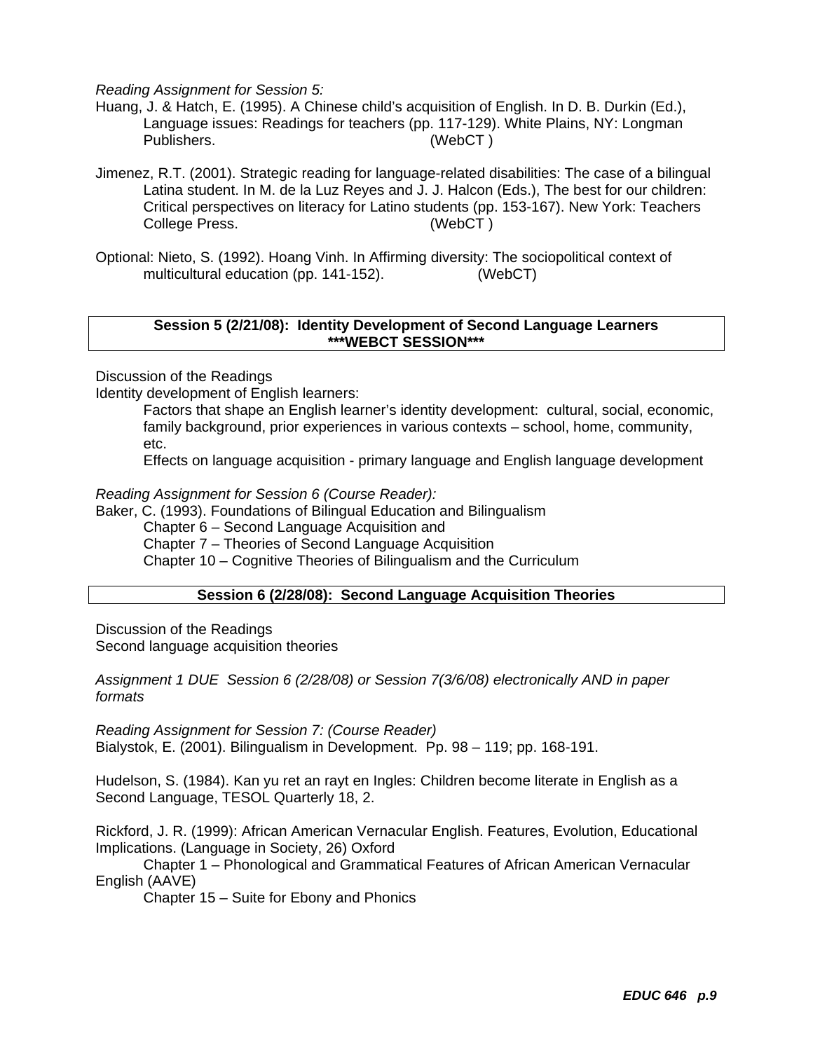*Reading Assignment for Session 5:*

Huang, J. & Hatch, E. (1995). A Chinese child's acquisition of English. In D. B. Durkin (Ed.), Language issues: Readings for teachers (pp. 117-129). White Plains, NY: Longman Publishers. (WebCT )

Jimenez, R.T. (2001). Strategic reading for language-related disabilities: The case of a bilingual Latina student. In M. de la Luz Reyes and J. J. Halcon (Eds.), The best for our children: Critical perspectives on literacy for Latino students (pp. 153-167). New York: Teachers College Press. (WebCT )

Optional: Nieto, S. (1992). Hoang Vinh. In Affirming diversity: The sociopolitical context of multicultural education (pp. 141-152). (WebCT)

**Session 5 (2/21/08): Identity Development of Second Language Learners**
**\*\*\*WEBCT SESSION\*\*\***

Discussion of the Readings

Identity development of English learners:

Factors that shape an English learner's identity development: cultural, social, economic, family background, prior experiences in various contexts – school, home, community, etc.

Effects on language acquisition - primary language and English language development

*Reading Assignment for Session 6 (Course Reader):*

Baker, C. (1993). Foundations of Bilingual Education and Bilingualism

Chapter 6 – Second Language Acquisition and

Chapter 7 – Theories of Second Language Acquisition

Chapter 10 – Cognitive Theories of Bilingualism and the Curriculum

**Session 6 (2/28/08): Second Language Acquisition Theories**

Discussion of the Readings

Second language acquisition theories

*Assignment 1 DUE Session 6 (2/28/08) or Session 7(3/6/08) electronically AND in paper formats*

*Reading Assignment for Session 7: (Course Reader)*

Bialystok, E. (2001). Bilingualism in Development. Pp. 98 – 119; pp. 168-191.

Hudelson, S. (1984). Kan yu ret an rayt en Ingles: Children become literate in English as a Second Language, TESOL Quarterly 18, 2.

Rickford, J. R. (1999): African American Vernacular English. Features, Evolution, Educational Implications. (Language in Society, 26) Oxford

Chapter 1 – Phonological and Grammatical Features of African American Vernacular English (AAVE)

Chapter 15 – Suite for Ebony and Phonics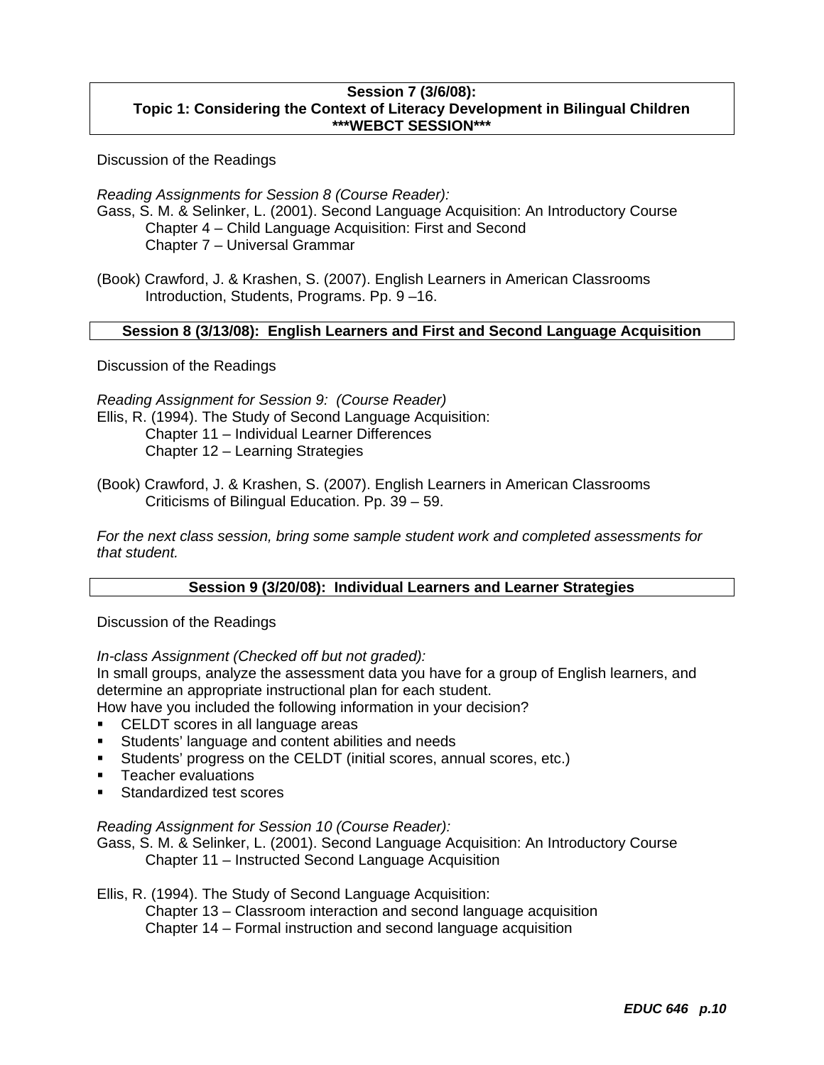## Session 7 (3/6/08): Topic 1: Considering the Context of Literacy Development in Bilingual Children ***WEBCT SESSION***

Discussion of the Readings

*Reading Assignments for Session 8 (Course Reader):*

Gass, S. M. & Selinker, L. (2001). Second Language Acquisition: An Introductory Course
  Chapter 4 – Child Language Acquisition: First and Second
  Chapter 7 – Universal Grammar

(Book) Crawford, J. & Krashen, S. (2007). English Learners in American Classrooms
  Introduction, Students, Programs. Pp. 9 –16.

## Session 8 (3/13/08): English Learners and First and Second Language Acquisition

Discussion of the Readings

*Reading Assignment for Session 9: (Course Reader)*

Ellis, R. (1994). The Study of Second Language Acquisition:
  Chapter 11 – Individual Learner Differences
  Chapter 12 – Learning Strategies

(Book) Crawford, J. & Krashen, S. (2007). English Learners in American Classrooms
  Criticisms of Bilingual Education. Pp. 39 – 59.

*For the next class session, bring some sample student work and completed assessments for that student.*

## Session 9 (3/20/08): Individual Learners and Learner Strategies

Discussion of the Readings

*In-class Assignment (Checked off but not graded):*

In small groups, analyze the assessment data you have for a group of English learners, and determine an appropriate instructional plan for each student.
How have you included the following information in your decision?

- CELDT scores in all language areas
- Students' language and content abilities and needs
- Students' progress on the CELDT (initial scores, annual scores, etc.)
- Teacher evaluations
- Standardized test scores

*Reading Assignment for Session 10 (Course Reader):*

Gass, S. M. & Selinker, L. (2001). Second Language Acquisition: An Introductory Course
  Chapter 11 – Instructed Second Language Acquisition

Ellis, R. (1994). The Study of Second Language Acquisition:
  Chapter 13 – Classroom interaction and second language acquisition
  Chapter 14 – Formal instruction and second language acquisition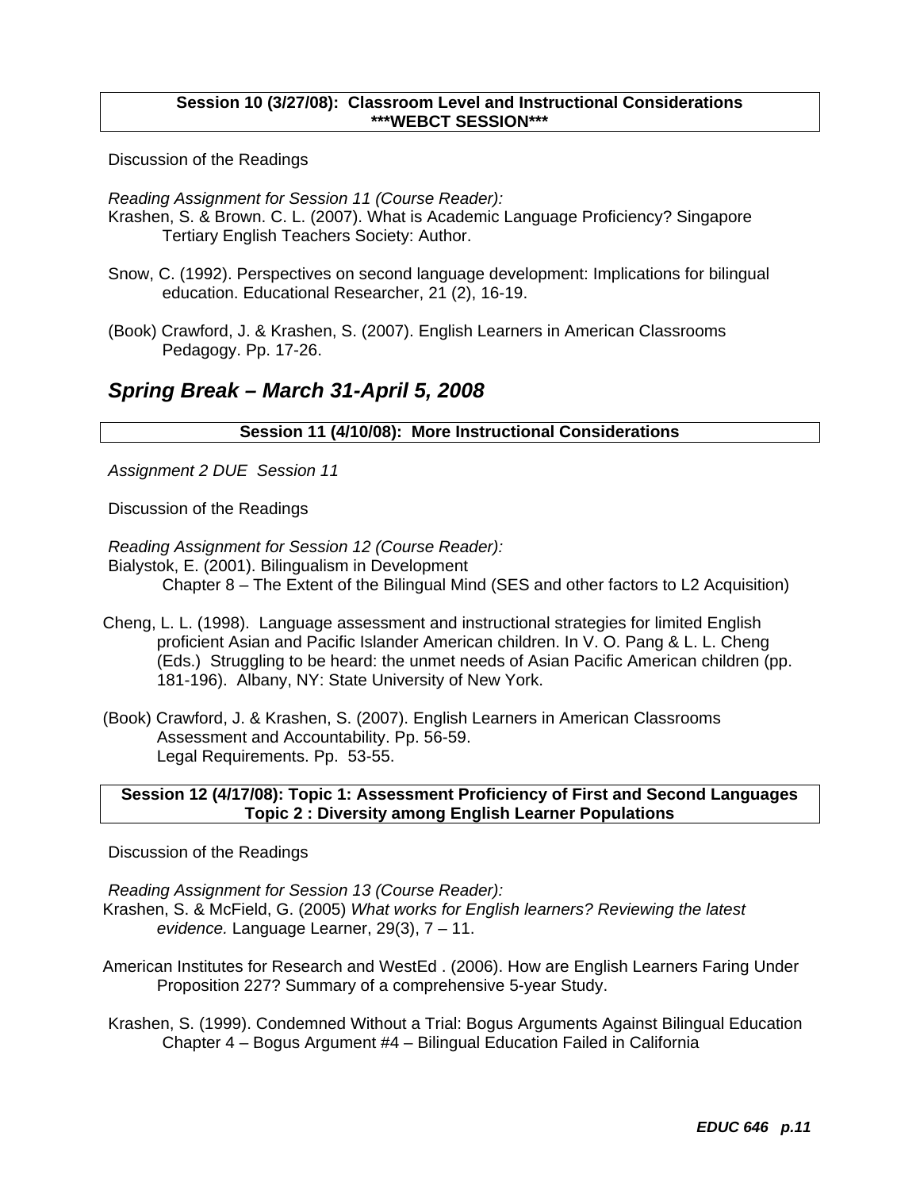**Session 10 (3/27/08): Classroom Level and Instructional Considerations**
**\*\*\*WEBCT SESSION\*\*\***

Discussion of the Readings

*Reading Assignment for Session 11 (Course Reader):*

Krashen, S. & Brown. C. L. (2007). What is Academic Language Proficiency? Singapore Tertiary English Teachers Society: Author.

Snow, C. (1992). Perspectives on second language development: Implications for bilingual education. Educational Researcher, 21 (2), 16-19.

(Book) Crawford, J. & Krashen, S. (2007). English Learners in American Classrooms Pedagogy. Pp. 17-26.

## *Spring Break – March 31-April 5, 2008*

**Session 11 (4/10/08): More Instructional Considerations**

*Assignment 2 DUE Session 11*

Discussion of the Readings

*Reading Assignment for Session 12 (Course Reader):*

Bialystok, E. (2001). Bilingualism in Development
Chapter 8 – The Extent of the Bilingual Mind (SES and other factors to L2 Acquisition)

Cheng, L. L. (1998). Language assessment and instructional strategies for limited English proficient Asian and Pacific Islander American children. In V. O. Pang & L. L. Cheng (Eds.) Struggling to be heard: the unmet needs of Asian Pacific American children (pp. 181-196). Albany, NY: State University of New York.

(Book) Crawford, J. & Krashen, S. (2007). English Learners in American Classrooms
Assessment and Accountability. Pp. 56-59.
Legal Requirements. Pp. 53-55.

**Session 12 (4/17/08): Topic 1: Assessment Proficiency of First and Second Languages**
**Topic 2 : Diversity among English Learner Populations**

Discussion of the Readings

*Reading Assignment for Session 13 (Course Reader):*

Krashen, S. & McField, G. (2005) *What works for English learners? Reviewing the latest evidence.* Language Learner, 29(3), 7 – 11.

American Institutes for Research and WestEd . (2006). How are English Learners Faring Under Proposition 227? Summary of a comprehensive 5-year Study.

Krashen, S. (1999). Condemned Without a Trial: Bogus Arguments Against Bilingual Education
Chapter 4 – Bogus Argument #4 – Bilingual Education Failed in California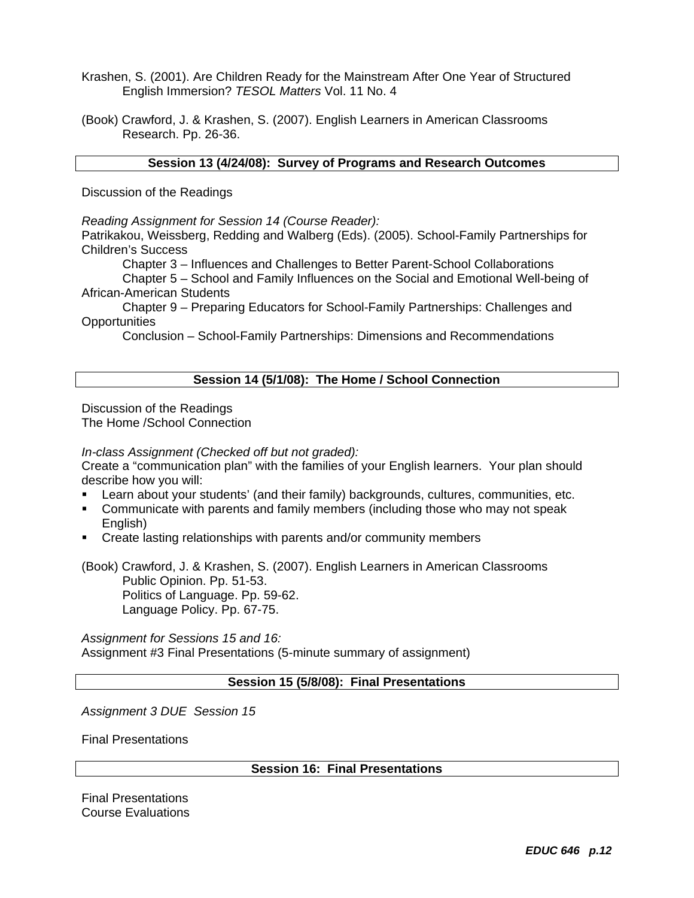Krashen, S. (2001). Are Children Ready for the Mainstream After One Year of Structured English Immersion? *TESOL Matters* Vol. 11 No. 4

(Book) Crawford, J. & Krashen, S. (2007). English Learners in American Classrooms Research. Pp. 26-36.

**Session 13 (4/24/08): Survey of Programs and Research Outcomes**

Discussion of the Readings

*Reading Assignment for Session 14 (Course Reader):*
Patrikakou, Weissberg, Redding and Walberg (Eds). (2005). School-Family Partnerships for Children's Success

Chapter 3 – Influences and Challenges to Better Parent-School Collaborations
Chapter 5 – School and Family Influences on the Social and Emotional Well-being of African-American Students
Chapter 9 – Preparing Educators for School-Family Partnerships: Challenges and Opportunities
Conclusion – School-Family Partnerships: Dimensions and Recommendations

**Session 14 (5/1/08): The Home / School Connection**

Discussion of the Readings
The Home /School Connection

*In-class Assignment (Checked off but not graded):*
Create a "communication plan" with the families of your English learners. Your plan should describe how you will:

- Learn about your students' (and their family) backgrounds, cultures, communities, etc.
- Communicate with parents and family members (including those who may not speak English)
- Create lasting relationships with parents and/or community members

(Book) Crawford, J. & Krashen, S. (2007). English Learners in American Classrooms
Public Opinion. Pp. 51-53.
Politics of Language. Pp. 59-62.
Language Policy. Pp. 67-75.

*Assignment for Sessions 15 and 16:*
Assignment #3 Final Presentations (5-minute summary of assignment)

**Session 15 (5/8/08): Final Presentations**

*Assignment 3 DUE Session 15*

Final Presentations

**Session 16: Final Presentations**

Final Presentations
Course Evaluations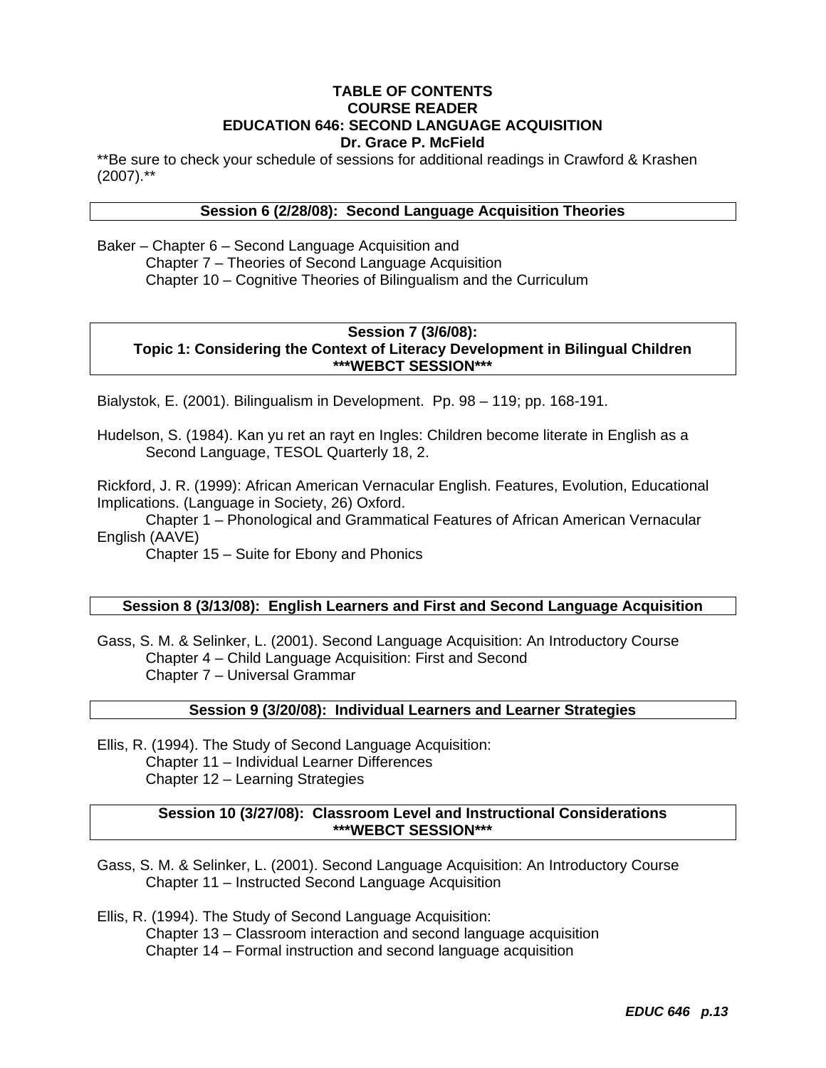# TABLE OF CONTENTS
## COURSE READER
## EDUCATION 646: SECOND LANGUAGE ACQUISITION
### Dr. Grace P. McField

**Be sure to check your schedule of sessions for additional readings in Crawford & Krashen (2007).**

### Session 6 (2/28/08): Second Language Acquisition Theories

Baker – Chapter 6 – Second Language Acquisition and
Chapter 7 – Theories of Second Language Acquisition
Chapter 10 – Cognitive Theories of Bilingualism and the Curriculum

### Session 7 (3/6/08):
### Topic 1: Considering the Context of Literacy Development in Bilingual Children
### ***WEBCT SESSION***

Bialystok, E. (2001). Bilingualism in Development. Pp. 98 – 119; pp. 168-191.

Hudelson, S. (1984). Kan yu ret an rayt en Ingles: Children become literate in English as a Second Language, TESOL Quarterly 18, 2.

Rickford, J. R. (1999): African American Vernacular English. Features, Evolution, Educational Implications. (Language in Society, 26) Oxford.
Chapter 1 – Phonological and Grammatical Features of African American Vernacular English (AAVE)
Chapter 15 – Suite for Ebony and Phonics

### Session 8 (3/13/08): English Learners and First and Second Language Acquisition

Gass, S. M. & Selinker, L. (2001). Second Language Acquisition: An Introductory Course
Chapter 4 – Child Language Acquisition: First and Second
Chapter 7 – Universal Grammar

### Session 9 (3/20/08): Individual Learners and Learner Strategies

Ellis, R. (1994). The Study of Second Language Acquisition:
Chapter 11 – Individual Learner Differences
Chapter 12 – Learning Strategies

### Session 10 (3/27/08): Classroom Level and Instructional Considerations
### ***WEBCT SESSION***

Gass, S. M. & Selinker, L. (2001). Second Language Acquisition: An Introductory Course
Chapter 11 – Instructed Second Language Acquisition

Ellis, R. (1994). The Study of Second Language Acquisition:
Chapter 13 – Classroom interaction and second language acquisition
Chapter 14 – Formal instruction and second language acquisition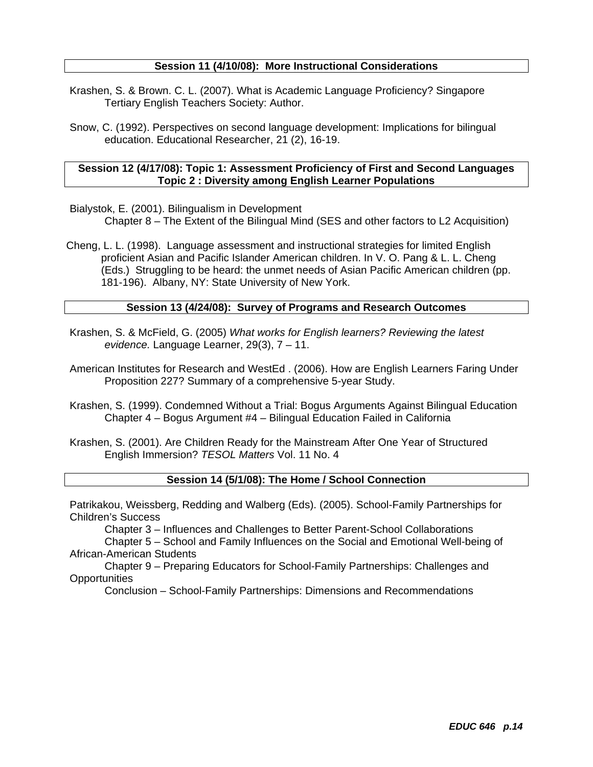**Session 11 (4/10/08): More Instructional Considerations**

Krashen, S. & Brown. C. L. (2007). What is Academic Language Proficiency? Singapore Tertiary English Teachers Society: Author.

Snow, C. (1992). Perspectives on second language development: Implications for bilingual education. Educational Researcher, 21 (2), 16-19.

**Session 12 (4/17/08): Topic 1: Assessment Proficiency of First and Second Languages Topic 2 : Diversity among English Learner Populations**

Bialystok, E. (2001). Bilingualism in Development
Chapter 8 – The Extent of the Bilingual Mind (SES and other factors to L2 Acquisition)

Cheng, L. L. (1998). Language assessment and instructional strategies for limited English proficient Asian and Pacific Islander American children. In V. O. Pang & L. L. Cheng (Eds.) Struggling to be heard: the unmet needs of Asian Pacific American children (pp. 181-196). Albany, NY: State University of New York.

**Session 13 (4/24/08): Survey of Programs and Research Outcomes**

Krashen, S. & McField, G. (2005) *What works for English learners? Reviewing the latest evidence.* Language Learner, 29(3), 7 – 11.

American Institutes for Research and WestEd . (2006). How are English Learners Faring Under Proposition 227? Summary of a comprehensive 5-year Study.

Krashen, S. (1999). Condemned Without a Trial: Bogus Arguments Against Bilingual Education
Chapter 4 – Bogus Argument #4 – Bilingual Education Failed in California

Krashen, S. (2001). Are Children Ready for the Mainstream After One Year of Structured English Immersion? *TESOL Matters* Vol. 11 No. 4

**Session 14 (5/1/08): The Home / School Connection**

Patrikakou, Weissberg, Redding and Walberg (Eds). (2005). School-Family Partnerships for Children's Success
Chapter 3 – Influences and Challenges to Better Parent-School Collaborations
Chapter 5 – School and Family Influences on the Social and Emotional Well-being of African-American Students
Chapter 9 – Preparing Educators for School-Family Partnerships: Challenges and Opportunities
Conclusion – School-Family Partnerships: Dimensions and Recommendations